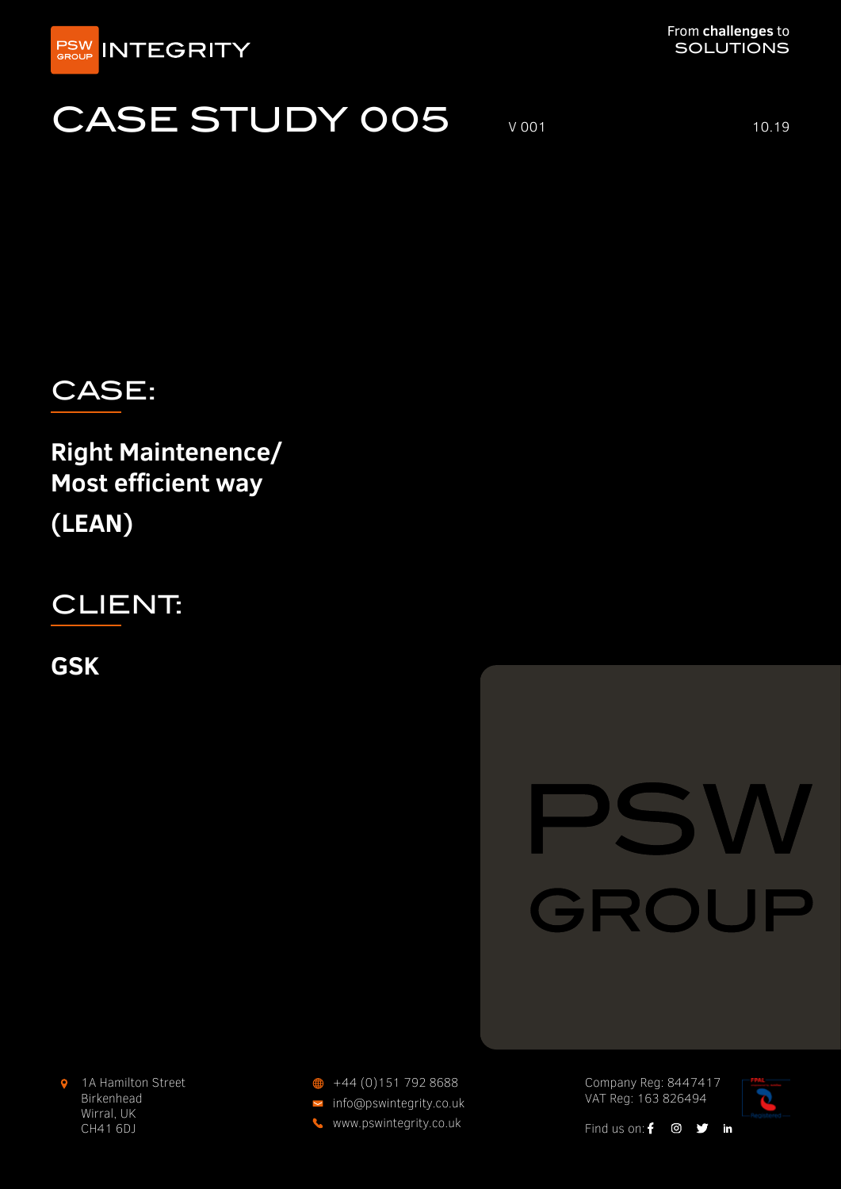PSW GROUP INTEGRITY

From **challenges** to SOLUTIONS

# CASE STUDY 005

V 001

10.19

## CASE:

**Right Maintenence/ Most efficient way (LEAN)**

## CLIENT:

**GSK**

PSW GROUP

1A Hamilton Street
Birkenhead
Wirral, UK
CH41 6DJ

+44 (0)151 792 8688
info@pswintegrity.co.uk
www.pswintegrity.co.uk

Company Reg: 8447417
VAT Reg: 163 826494

Find us on: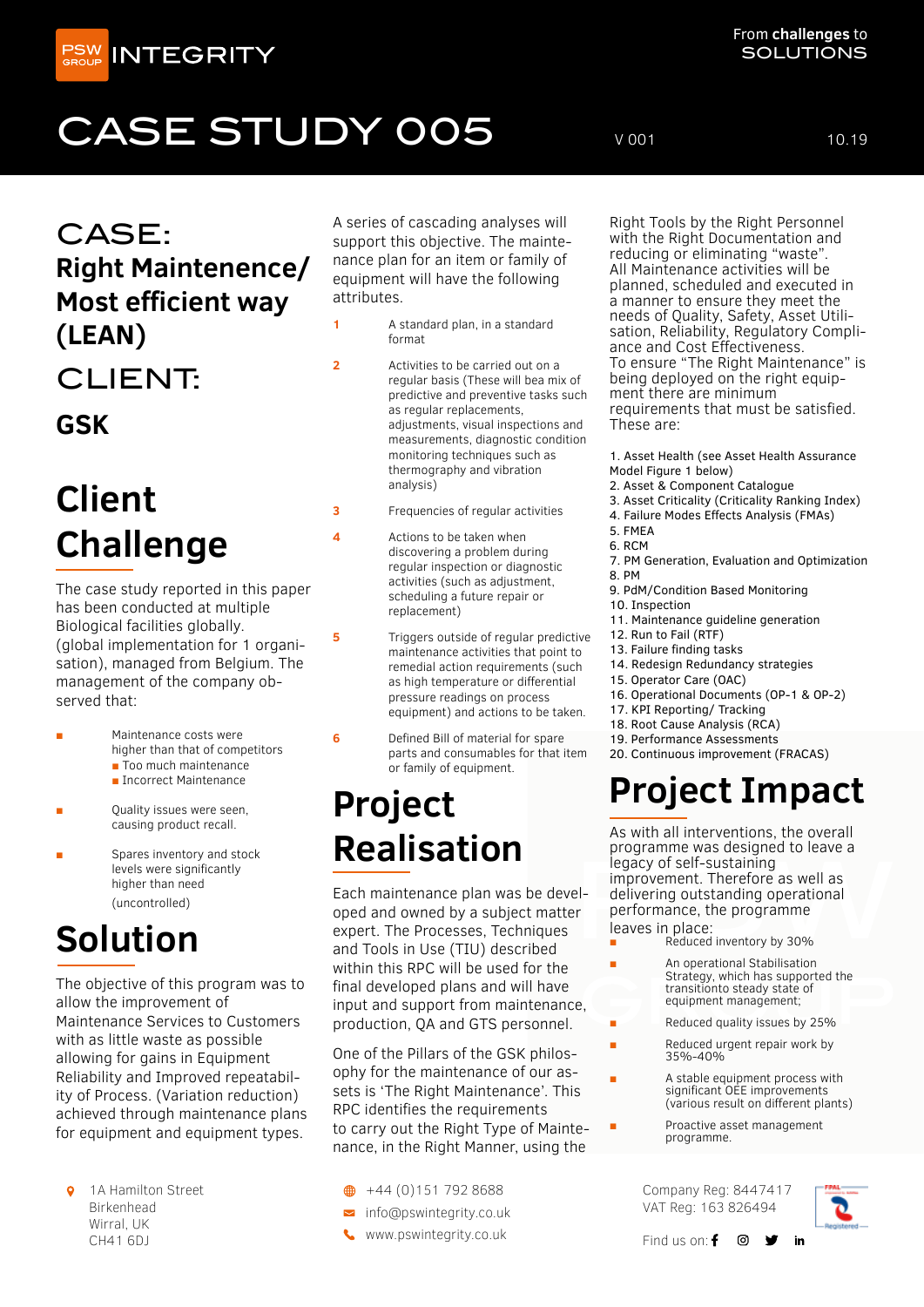# CASE STUDY 005

V 001 10.19

## CASE:

## Right Maintenence/ Most efficient way (LEAN)

## CLIENT:

## GSK

## Client Challenge

The case study reported in this paper has been conducted at multiple Biological facilities globally. (global implementation for 1 organisation), managed from Belgium. The management of the company observed that:

- Maintenance costs were higher than that of competitors
  - Too much maintenance
  - Incorrect Maintenance
- Quality issues were seen, causing product recall.
- Spares inventory and stock levels were significantly higher than need (uncontrolled)

## Solution

The objective of this program was to allow the improvement of Maintenance Services to Customers with as little waste as possible allowing for gains in Equipment Reliability and Improved repeatability of Process. (Variation reduction) achieved through maintenance plans for equipment and equipment types.

A series of cascading analyses will support this objective. The maintenance plan for an item or family of equipment will have the following attributes.

1. A standard plan, in a standard format
2. Activities to be carried out on a regular basis (These will bea mix of predictive and preventive tasks such as regular replacements, adjustments, visual inspections and measurements, diagnostic condition monitoring techniques such as thermography and vibration analysis)
3. Frequencies of regular activities
4. Actions to be taken when discovering a problem during regular inspection or diagnostic activities (such as adjustment, scheduling a future repair or replacement)
5. Triggers outside of regular predictive maintenance activities that point to remedial action requirements (such as high temperature or differential pressure readings on process equipment) and actions to be taken.
6. Defined Bill of material for spare parts and consumables for that item or family of equipment.

## Project Realisation

Each maintenance plan was be developed and owned by a subject matter expert. The Processes, Techniques and Tools in Use (TIU) described within this RPC will be used for the final developed plans and will have input and support from maintenance, production, QA and GTS personnel.

One of the Pillars of the GSK philosophy for the maintenance of our assets is 'The Right Maintenance'. This RPC identifies the requirements to carry out the Right Type of Maintenance, in the Right Manner, using the Right Tools by the Right Personnel with the Right Documentation and reducing or eliminating "waste". All Maintenance activities will be planned, scheduled and executed in a manner to ensure they meet the needs of Quality, Safety, Asset Utilisation, Reliability, Regulatory Compliance and Cost Effectiveness. To ensure "The Right Maintenance" is being deployed on the right equipment there are minimum requirements that must be satisfied. These are:

1. Asset Health (see Asset Health Assurance Model Figure 1 below)
2. Asset & Component Catalogue
3. Asset Criticality (Criticality Ranking Index)
4. Failure Modes Effects Analysis (FMAs)
5. FMEA
6. RCM
7. PM Generation, Evaluation and Optimization
8. PM
9. PdM/Condition Based Monitoring
10. Inspection
11. Maintenance guideline generation
12. Run to Fail (RTF)
13. Failure finding tasks
14. Redesign Redundancy strategies
15. Operator Care (OAC)
16. Operational Documents (OP-1 & OP-2)
17. KPI Reporting/ Tracking
18. Root Cause Analysis (RCA)
19. Performance Assessments
20. Continuous improvement (FRACAS)

## Project Impact

As with all interventions, the overall programme was designed to leave a legacy of self-sustaining improvement. Therefore as well as delivering outstanding operational performance, the programme leaves in place:

- Reduced inventory by 30%
- An operational Stabilisation Strategy, which has supported the transitionto steady state of equipment management;
- Reduced quality issues by 25%
- Reduced urgent repair work by 35%-40%
- A stable equipment process with significant OEE improvements (various result on different plants)
- Proactive asset management programme.

1A Hamilton Street
Birkenhead
Wirral, UK
CH41 6DJ

+44 (0)151 792 8688
info@pswintegrity.co.uk
www.pswintegrity.co.uk

Company Reg: 8447417
VAT Reg: 163 826494

Find us on: